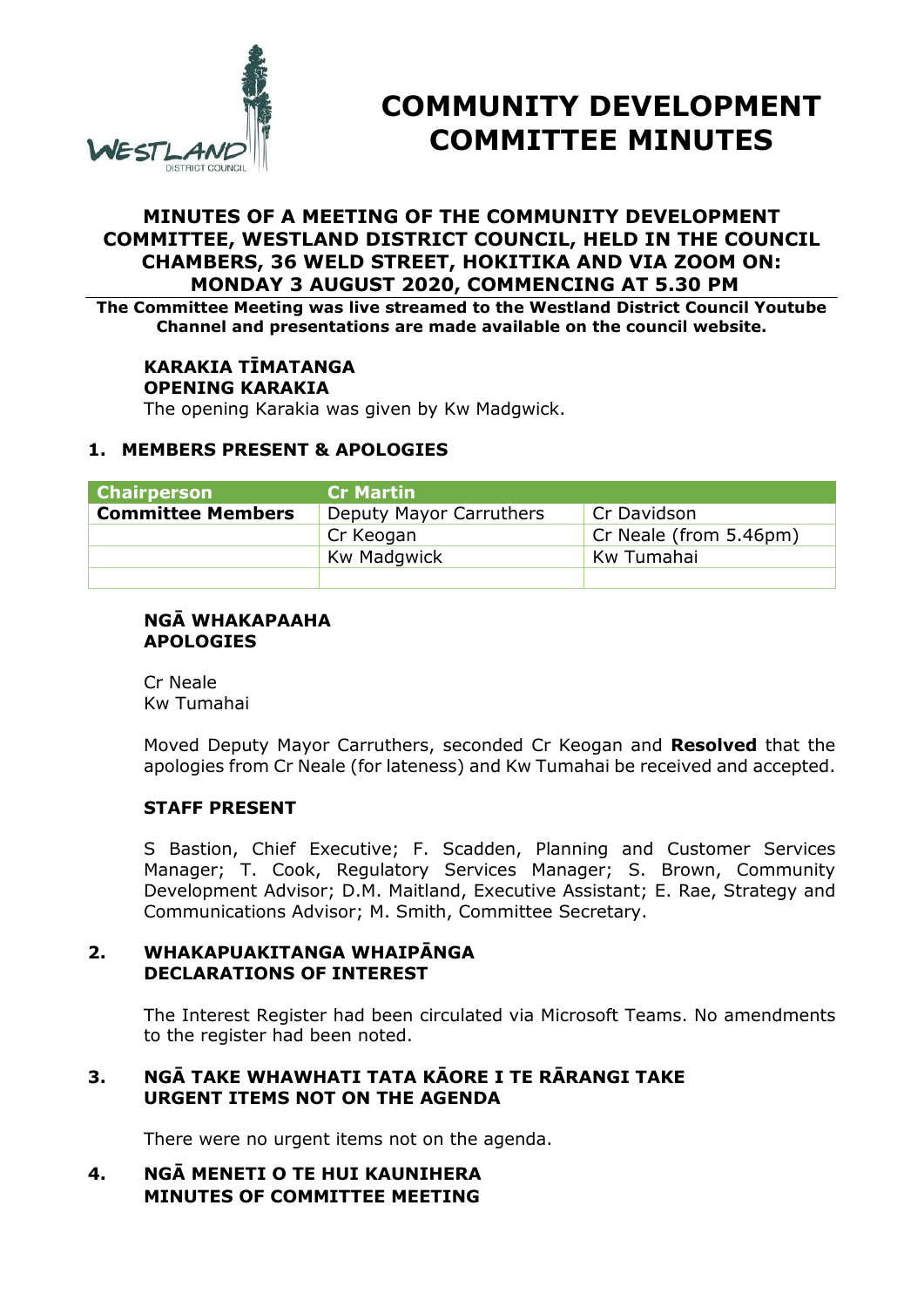# COMMUNITY DEVELOPMENT COMMITTEE MINUTES

## MINUTES OF A MEETING OF THE COMMUNITY DEVELOPMENT COMMITTEE, WESTLAND DISTRICT COUNCIL, HELD IN THE COUNCIL CHAMBERS, 36 WELD STREET, HOKITIKA AND VIA ZOOM ON: MONDAY 3 AUGUST 2020, COMMENCING AT 5.30 PM

**The Committee Meeting was live streamed to the Westland District Council Youtube Channel and presentations are made available on the council website.**

### KARAKIA TĪMATANGA
### OPENING KARAKIA

The opening Karakia was given by Kw Madgwick.

### 1. MEMBERS PRESENT & APOLOGIES

| Chairperson | Cr Martin | |
|---|---|---|
| **Committee Members** | Deputy Mayor Carruthers | Cr Davidson |
| | Cr Keogan | Cr Neale (from 5.46pm) |
| | Kw Madgwick | Kw Tumahai |
| | | |

### NGĀ WHAKAPAAHA
### APOLOGIES

Cr Neale
Kw Tumahai

Moved Deputy Mayor Carruthers, seconded Cr Keogan and **Resolved** that the apologies from Cr Neale (for lateness) and Kw Tumahai be received and accepted.

### STAFF PRESENT

S Bastion, Chief Executive; F. Scadden, Planning and Customer Services Manager; T. Cook, Regulatory Services Manager; S. Brown, Community Development Advisor; D.M. Maitland, Executive Assistant; E. Rae, Strategy and Communications Advisor; M. Smith, Committee Secretary.

### 2. WHAKAPUAKITANGA WHAIPĀNGA
### DECLARATIONS OF INTEREST

The Interest Register had been circulated via Microsoft Teams. No amendments to the register had been noted.

### 3. NGĀ TAKE WHAWHATI TATA KĀORE I TE RĀRANGI TAKE
### URGENT ITEMS NOT ON THE AGENDA

There were no urgent items not on the agenda.

### 4. NGĀ MENETI O TE HUI KAUNIHERA
### MINUTES OF COMMITTEE MEETING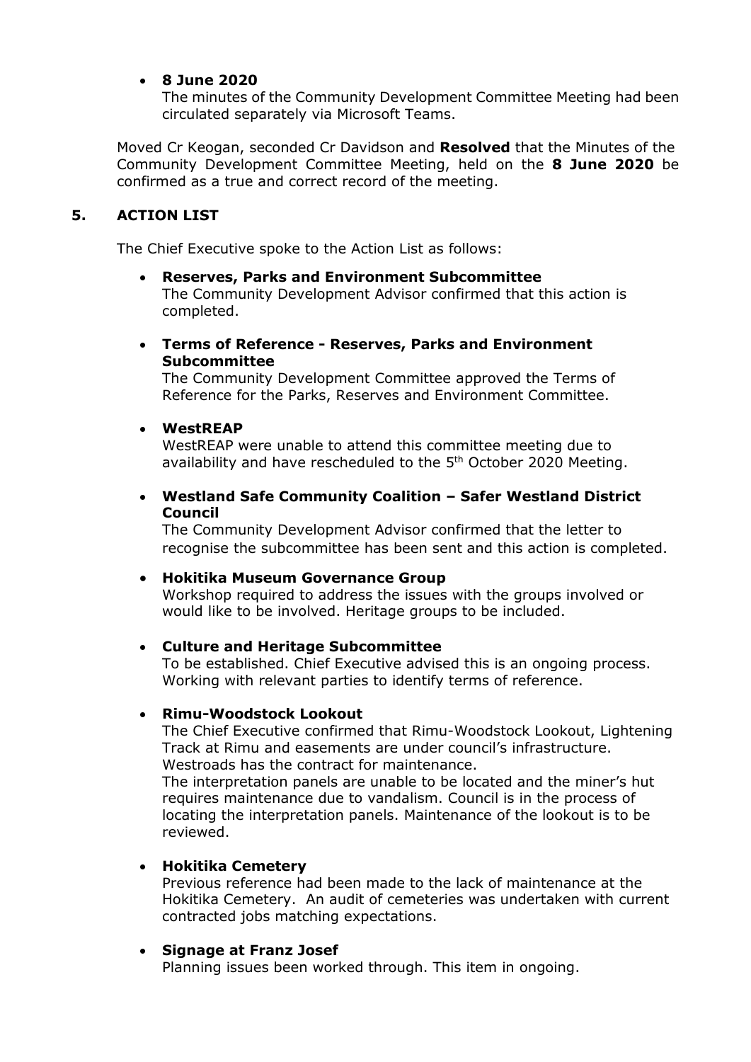- **8 June 2020**
  The minutes of the Community Development Committee Meeting had been circulated separately via Microsoft Teams.

Moved Cr Keogan, seconded Cr Davidson and **Resolved** that the Minutes of the Community Development Committee Meeting, held on the **8 June 2020** be confirmed as a true and correct record of the meeting.

## 5. ACTION LIST

The Chief Executive spoke to the Action List as follows:

- **Reserves, Parks and Environment Subcommittee**
  The Community Development Advisor confirmed that this action is completed.

- **Terms of Reference - Reserves, Parks and Environment Subcommittee**
  The Community Development Committee approved the Terms of Reference for the Parks, Reserves and Environment Committee.

- **WestREAP**
  WestREAP were unable to attend this committee meeting due to availability and have rescheduled to the 5th October 2020 Meeting.

- **Westland Safe Community Coalition – Safer Westland District Council**
  The Community Development Advisor confirmed that the letter to recognise the subcommittee has been sent and this action is completed.

- **Hokitika Museum Governance Group**
  Workshop required to address the issues with the groups involved or would like to be involved. Heritage groups to be included.

- **Culture and Heritage Subcommittee**
  To be established. Chief Executive advised this is an ongoing process. Working with relevant parties to identify terms of reference.

- **Rimu-Woodstock Lookout**
  The Chief Executive confirmed that Rimu-Woodstock Lookout, Lightening Track at Rimu and easements are under council's infrastructure. Westroads has the contract for maintenance.
  The interpretation panels are unable to be located and the miner's hut requires maintenance due to vandalism. Council is in the process of locating the interpretation panels. Maintenance of the lookout is to be reviewed.

- **Hokitika Cemetery**
  Previous reference had been made to the lack of maintenance at the Hokitika Cemetery. An audit of cemeteries was undertaken with current contracted jobs matching expectations.

- **Signage at Franz Josef**
  Planning issues been worked through. This item in ongoing.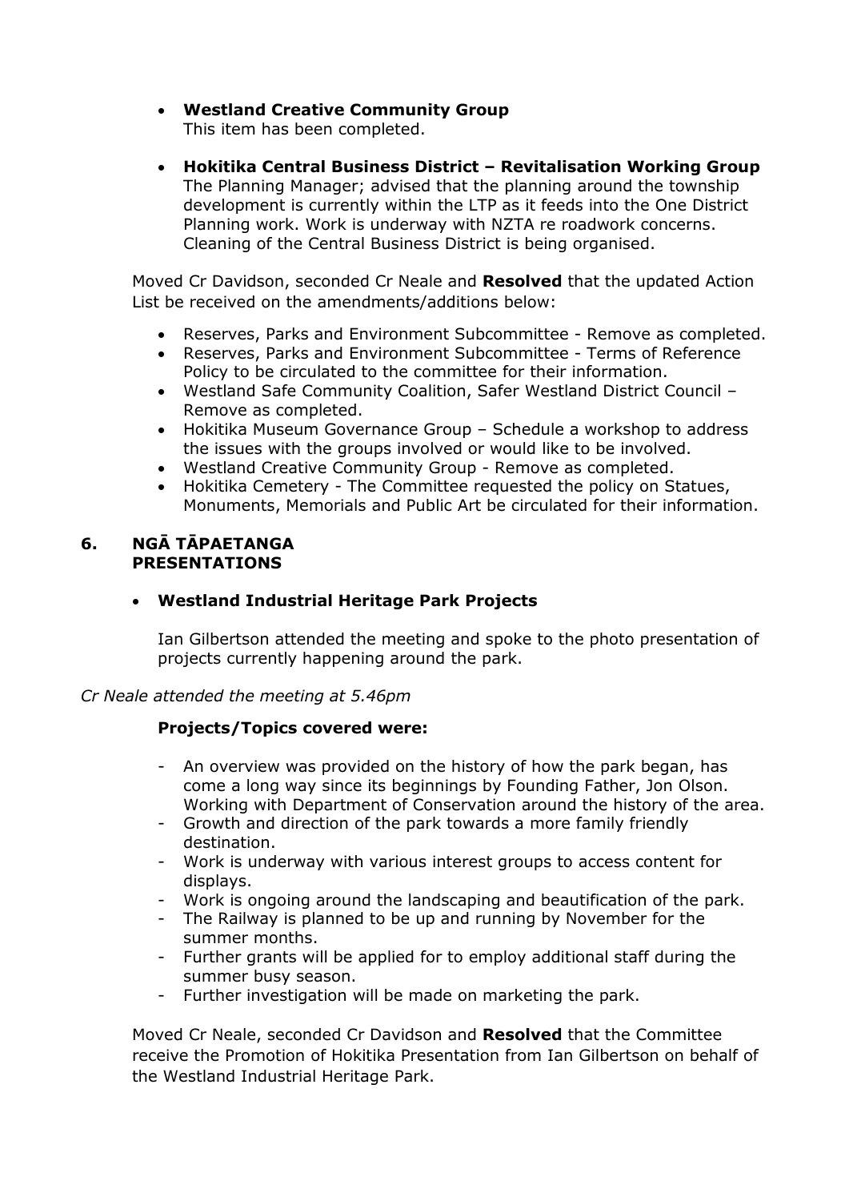- **Westland Creative Community Group**
  This item has been completed.

- **Hokitika Central Business District – Revitalisation Working Group**
  The Planning Manager; advised that the planning around the township development is currently within the LTP as it feeds into the One District Planning work. Work is underway with NZTA re roadwork concerns. Cleaning of the Central Business District is being organised.

Moved Cr Davidson, seconded Cr Neale and **Resolved** that the updated Action List be received on the amendments/additions below:

- Reserves, Parks and Environment Subcommittee - Remove as completed.
- Reserves, Parks and Environment Subcommittee - Terms of Reference Policy to be circulated to the committee for their information.
- Westland Safe Community Coalition, Safer Westland District Council – Remove as completed.
- Hokitika Museum Governance Group – Schedule a workshop to address the issues with the groups involved or would like to be involved.
- Westland Creative Community Group - Remove as completed.
- Hokitika Cemetery - The Committee requested the policy on Statues, Monuments, Memorials and Public Art be circulated for their information.

## 6. NGĀ TĀPAETANGA PRESENTATIONS

- **Westland Industrial Heritage Park Projects**

  Ian Gilbertson attended the meeting and spoke to the photo presentation of projects currently happening around the park.

*Cr Neale attended the meeting at 5.46pm*

**Projects/Topics covered were:**

- An overview was provided on the history of how the park began, has come a long way since its beginnings by Founding Father, Jon Olson. Working with Department of Conservation around the history of the area.
- Growth and direction of the park towards a more family friendly destination.
- Work is underway with various interest groups to access content for displays.
- Work is ongoing around the landscaping and beautification of the park.
- The Railway is planned to be up and running by November for the summer months.
- Further grants will be applied for to employ additional staff during the summer busy season.
- Further investigation will be made on marketing the park.

Moved Cr Neale, seconded Cr Davidson and **Resolved** that the Committee receive the Promotion of Hokitika Presentation from Ian Gilbertson on behalf of the Westland Industrial Heritage Park.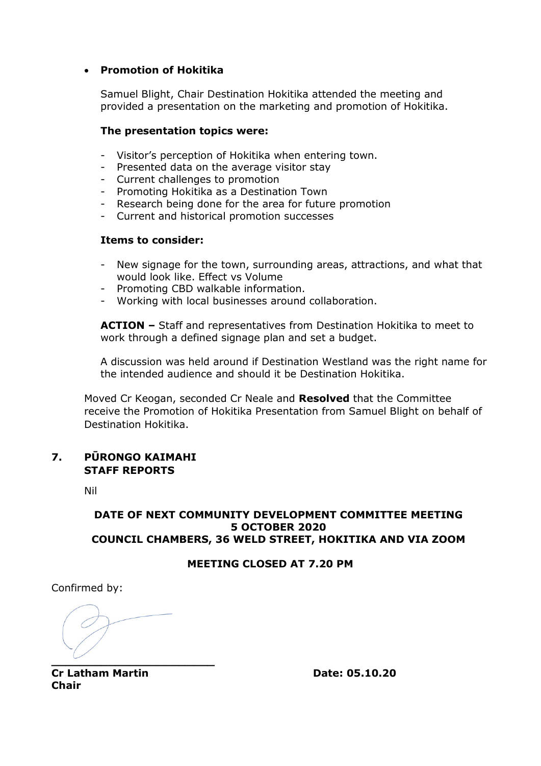- **Promotion of Hokitika**

  Samuel Blight, Chair Destination Hokitika attended the meeting and provided a presentation on the marketing and promotion of Hokitika.

  **The presentation topics were:**

  - Visitor's perception of Hokitika when entering town.
  - Presented data on the average visitor stay
  - Current challenges to promotion
  - Promoting Hokitika as a Destination Town
  - Research being done for the area for future promotion
  - Current and historical promotion successes

  **Items to consider:**

  - New signage for the town, surrounding areas, attractions, and what that would look like. Effect vs Volume
  - Promoting CBD walkable information.
  - Working with local businesses around collaboration.

  **ACTION –** Staff and representatives from Destination Hokitika to meet to work through a defined signage plan and set a budget.

  A discussion was held around if Destination Westland was the right name for the intended audience and should it be Destination Hokitika.

Moved Cr Keogan, seconded Cr Neale and **Resolved** that the Committee receive the Promotion of Hokitika Presentation from Samuel Blight on behalf of Destination Hokitika.

## 7. PŪRONGO KAIMAHI STAFF REPORTS

Nil

**DATE OF NEXT COMMUNITY DEVELOPMENT COMMITTEE MEETING**
**5 OCTOBER 2020**
**COUNCIL CHAMBERS, 36 WELD STREET, HOKITIKA AND VIA ZOOM**

**MEETING CLOSED AT 7.20 PM**

Confirmed by:

**Cr Latham Martin**
**Chair**

**Date: 05.10.20**